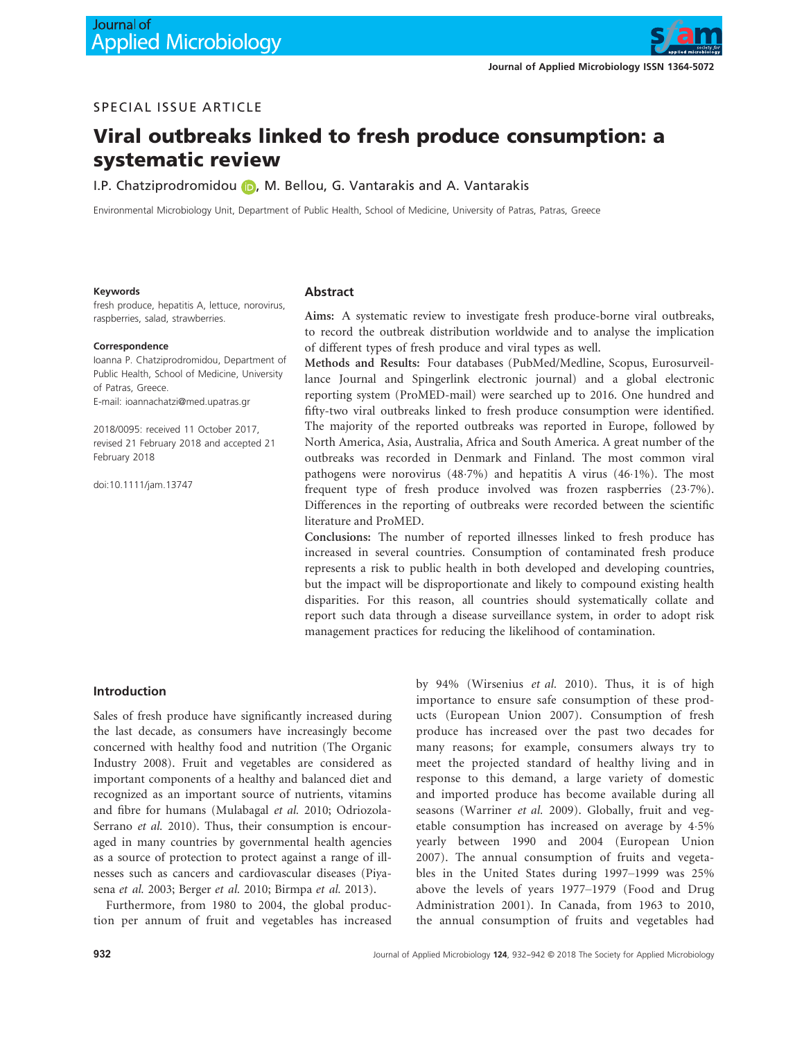SPECIAL ISSUE ARTICLE

# Viral outbreaks linked to fresh produce consumption: a systematic review

I.P. Chatziprodromidou, M. Bellou, G. Vantarakis and A. Vantarakis

Environmental Microbiology Unit, Department of Public Health, School of Medicine, University of Patras, Patras, Greece

**Keywords**

fresh produce, hepatitis A, lettuce, norovirus, raspberries, salad, strawberries.

**Correspondence**

Ioanna P. Chatziprodromidou, Department of Public Health, School of Medicine, University of Patras, Greece.
E-mail: ioannachatzi@med.upatras.gr

2018/0095: received 11 October 2017, revised 21 February 2018 and accepted 21 February 2018

doi:10.1111/jam.13747

## Abstract

**Aims:** A systematic review to investigate fresh produce-borne viral outbreaks, to record the outbreak distribution worldwide and to analyse the implication of different types of fresh produce and viral types as well.

**Methods and Results:** Four databases (PubMed/Medline, Scopus, Eurosurveillance Journal and Spingerlink electronic journal) and a global electronic reporting system (ProMED-mail) were searched up to 2016. One hundred and fifty-two viral outbreaks linked to fresh produce consumption were identified. The majority of the reported outbreaks was reported in Europe, followed by North America, Asia, Australia, Africa and South America. A great number of the outbreaks was recorded in Denmark and Finland. The most common viral pathogens were norovirus (48·7%) and hepatitis A virus (46·1%). The most frequent type of fresh produce involved was frozen raspberries (23·7%). Differences in the reporting of outbreaks were recorded between the scientific literature and ProMED.

**Conclusions:** The number of reported illnesses linked to fresh produce has increased in several countries. Consumption of contaminated fresh produce represents a risk to public health in both developed and developing countries, but the impact will be disproportionate and likely to compound existing health disparities. For this reason, all countries should systematically collate and report such data through a disease surveillance system, in order to adopt risk management practices for reducing the likelihood of contamination.

## Introduction

Sales of fresh produce have significantly increased during the last decade, as consumers have increasingly become concerned with healthy food and nutrition (The Organic Industry 2008). Fruit and vegetables are considered as important components of a healthy and balanced diet and recognized as an important source of nutrients, vitamins and fibre for humans (Mulabagal *et al.* 2010; Odriozola-Serrano *et al.* 2010). Thus, their consumption is encouraged in many countries by governmental health agencies as a source of protection to protect against a range of illnesses such as cancers and cardiovascular diseases (Piyasena *et al.* 2003; Berger *et al.* 2010; Birmpa *et al.* 2013).

Furthermore, from 1980 to 2004, the global production per annum of fruit and vegetables has increased by 94% (Wirsenius *et al.* 2010). Thus, it is of high importance to ensure safe consumption of these products (European Union 2007). Consumption of fresh produce has increased over the past two decades for many reasons; for example, consumers always try to meet the projected standard of healthy living and in response to this demand, a large variety of domestic and imported produce has become available during all seasons (Warriner *et al.* 2009). Globally, fruit and vegetable consumption has increased on average by 4·5% yearly between 1990 and 2004 (European Union 2007). The annual consumption of fruits and vegetables in the United States during 1997–1999 was 25% above the levels of years 1977–1979 (Food and Drug Administration 2001). In Canada, from 1963 to 2010, the annual consumption of fruits and vegetables had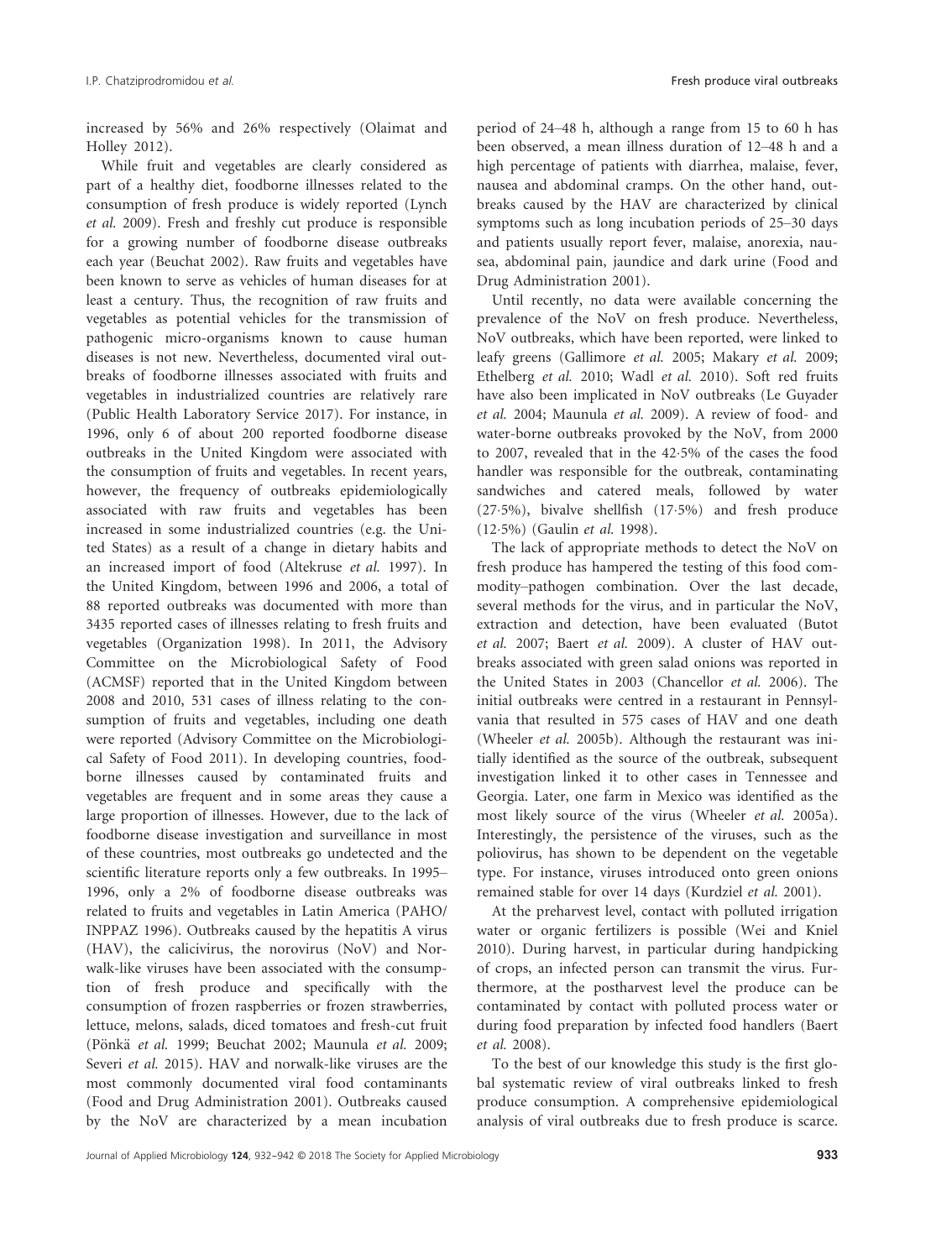increased by 56% and 26% respectively (Olaimat and Holley 2012).

While fruit and vegetables are clearly considered as part of a healthy diet, foodborne illnesses related to the consumption of fresh produce is widely reported (Lynch *et al.* 2009). Fresh and freshly cut produce is responsible for a growing number of foodborne disease outbreaks each year (Beuchat 2002). Raw fruits and vegetables have been known to serve as vehicles of human diseases for at least a century. Thus, the recognition of raw fruits and vegetables as potential vehicles for the transmission of pathogenic micro-organisms known to cause human diseases is not new. Nevertheless, documented viral outbreaks of foodborne illnesses associated with fruits and vegetables in industrialized countries are relatively rare (Public Health Laboratory Service 2017). For instance, in 1996, only 6 of about 200 reported foodborne disease outbreaks in the United Kingdom were associated with the consumption of fruits and vegetables. In recent years, however, the frequency of outbreaks epidemiologically associated with raw fruits and vegetables has been increased in some industrialized countries (e.g. the United States) as a result of a change in dietary habits and an increased import of food (Altekruse *et al.* 1997). In the United Kingdom, between 1996 and 2006, a total of 88 reported outbreaks was documented with more than 3435 reported cases of illnesses relating to fresh fruits and vegetables (Organization 1998). In 2011, the Advisory Committee on the Microbiological Safety of Food (ACMSF) reported that in the United Kingdom between 2008 and 2010, 531 cases of illness relating to the consumption of fruits and vegetables, including one death were reported (Advisory Committee on the Microbiological Safety of Food 2011). In developing countries, foodborne illnesses caused by contaminated fruits and vegetables are frequent and in some areas they cause a large proportion of illnesses. However, due to the lack of foodborne disease investigation and surveillance in most of these countries, most outbreaks go undetected and the scientific literature reports only a few outbreaks. In 1995–1996, only a 2% of foodborne disease outbreaks was related to fruits and vegetables in Latin America (PAHO/INPPAZ 1996). Outbreaks caused by the hepatitis A virus (HAV), the calicivirus, the norovirus (NoV) and Norwalk-like viruses have been associated with the consumption of fresh produce and specifically with the consumption of frozen raspberries or frozen strawberries, lettuce, melons, salads, diced tomatoes and fresh-cut fruit (Pönkä *et al.* 1999; Beuchat 2002; Maunula *et al.* 2009; Severi *et al.* 2015). HAV and norwalk-like viruses are the most commonly documented viral food contaminants (Food and Drug Administration 2001). Outbreaks caused by the NoV are characterized by a mean incubation period of 24–48 h, although a range from 15 to 60 h has been observed, a mean illness duration of 12–48 h and a high percentage of patients with diarrhea, malaise, fever, nausea and abdominal cramps. On the other hand, outbreaks caused by the HAV are characterized by clinical symptoms such as long incubation periods of 25–30 days and patients usually report fever, malaise, anorexia, nausea, abdominal pain, jaundice and dark urine (Food and Drug Administration 2001).

Until recently, no data were available concerning the prevalence of the NoV on fresh produce. Nevertheless, NoV outbreaks, which have been reported, were linked to leafy greens (Gallimore *et al.* 2005; Makary *et al.* 2009; Ethelberg *et al.* 2010; Wadl *et al.* 2010). Soft red fruits have also been implicated in NoV outbreaks (Le Guyader *et al.* 2004; Maunula *et al.* 2009). A review of food- and water-borne outbreaks provoked by the NoV, from 2000 to 2007, revealed that in the 42·5% of the cases the food handler was responsible for the outbreak, contaminating sandwiches and catered meals, followed by water (27·5%), bivalve shellfish (17·5%) and fresh produce (12·5%) (Gaulin *et al.* 1998).

The lack of appropriate methods to detect the NoV on fresh produce has hampered the testing of this food commodity–pathogen combination. Over the last decade, several methods for the virus, and in particular the NoV, extraction and detection, have been evaluated (Butot *et al.* 2007; Baert *et al.* 2009). A cluster of HAV outbreaks associated with green salad onions was reported in the United States in 2003 (Chancellor *et al.* 2006). The initial outbreaks were centred in a restaurant in Pennsylvania that resulted in 575 cases of HAV and one death (Wheeler *et al.* 2005b). Although the restaurant was initially identified as the source of the outbreak, subsequent investigation linked it to other cases in Tennessee and Georgia. Later, one farm in Mexico was identified as the most likely source of the virus (Wheeler *et al.* 2005a). Interestingly, the persistence of the viruses, such as the poliovirus, has shown to be dependent on the vegetable type. For instance, viruses introduced onto green onions remained stable for over 14 days (Kurdziel *et al.* 2001).

At the preharvest level, contact with polluted irrigation water or organic fertilizers is possible (Wei and Kniel 2010). During harvest, in particular during handpicking of crops, an infected person can transmit the virus. Furthermore, at the postharvest level the produce can be contaminated by contact with polluted process water or during food preparation by infected food handlers (Baert *et al.* 2008).

To the best of our knowledge this study is the first global systematic review of viral outbreaks linked to fresh produce consumption. A comprehensive epidemiological analysis of viral outbreaks due to fresh produce is scarce.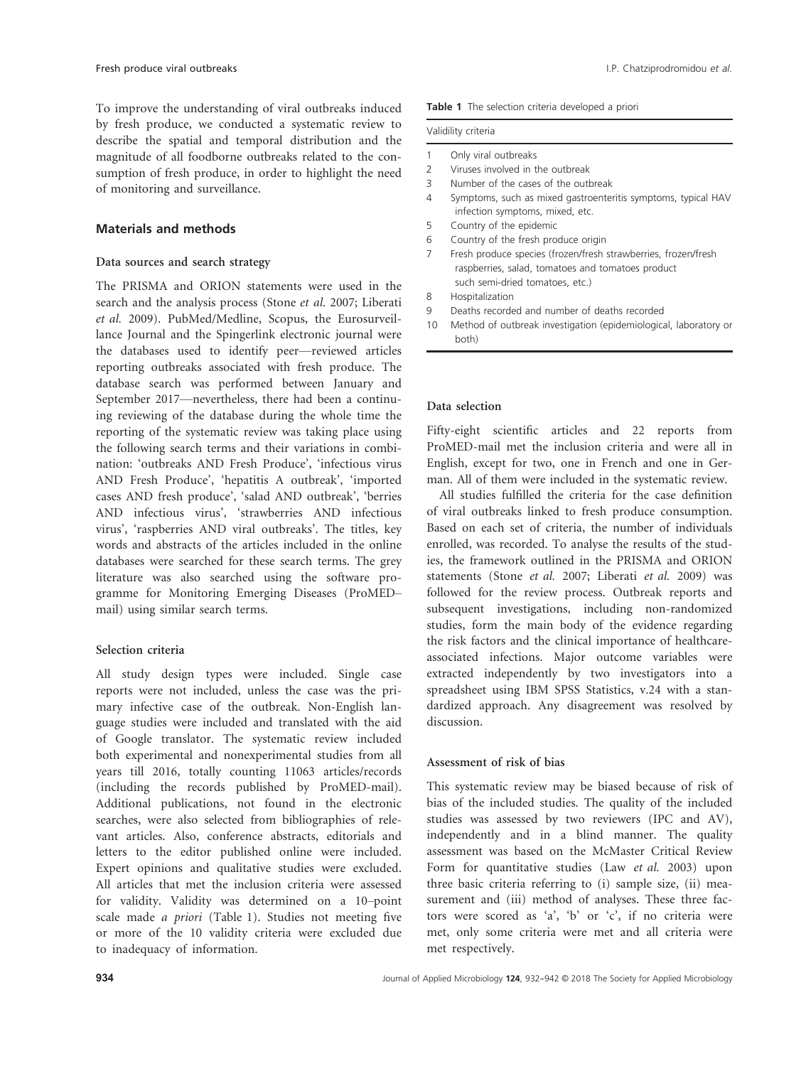To improve the understanding of viral outbreaks induced by fresh produce, we conducted a systematic review to describe the spatial and temporal distribution and the magnitude of all foodborne outbreaks related to the consumption of fresh produce, in order to highlight the need of monitoring and surveillance.

## Materials and methods

### Data sources and search strategy

The PRISMA and ORION statements were used in the search and the analysis process (Stone *et al.* 2007; Liberati *et al.* 2009). PubMed/Medline, Scopus, the Eurosurveillance Journal and the Spingerlink electronic journal were the databases used to identify peer—reviewed articles reporting outbreaks associated with fresh produce. The database search was performed between January and September 2017—nevertheless, there had been a continuing reviewing of the database during the whole time the reporting of the systematic review was taking place using the following search terms and their variations in combination: 'outbreaks AND Fresh Produce', 'infectious virus AND Fresh Produce', 'hepatitis A outbreak', 'imported cases AND fresh produce', 'salad AND outbreak', 'berries AND infectious virus', 'strawberries AND infectious virus', 'raspberries AND viral outbreaks'. The titles, key words and abstracts of the articles included in the online databases were searched for these search terms. The grey literature was also searched using the software programme for Monitoring Emerging Diseases (ProMED–mail) using similar search terms.

### Selection criteria

All study design types were included. Single case reports were not included, unless the case was the primary infective case of the outbreak. Non-English language studies were included and translated with the aid of Google translator. The systematic review included both experimental and nonexperimental studies from all years till 2016, totally counting 11063 articles/records (including the records published by ProMED-mail). Additional publications, not found in the electronic searches, were also selected from bibliographies of relevant articles. Also, conference abstracts, editorials and letters to the editor published online were included. Expert opinions and qualitative studies were excluded. All articles that met the inclusion criteria were assessed for validity. Validity was determined on a 10–point scale made *a priori* (Table 1). Studies not meeting five or more of the 10 validity criteria were excluded due to inadequacy of information.

**Table 1** The selection criteria developed a priori

| | Valididity criteria |
|---|---|
| 1 | Only viral outbreaks |
| 2 | Viruses involved in the outbreak |
| 3 | Number of the cases of the outbreak |
| 4 | Symptoms, such as mixed gastroenteritis symptoms, typical HAV infection symptoms, mixed, etc. |
| 5 | Country of the epidemic |
| 6 | Country of the fresh produce origin |
| 7 | Fresh produce species (frozen/fresh strawberries, frozen/fresh raspberries, salad, tomatoes and tomatoes product such semi-dried tomatoes, etc.) |
| 8 | Hospitalization |
| 9 | Deaths recorded and number of deaths recorded |
| 10 | Method of outbreak investigation (epidemiological, laboratory or both) |

### Data selection

Fifty-eight scientific articles and 22 reports from ProMED-mail met the inclusion criteria and were all in English, except for two, one in French and one in German. All of them were included in the systematic review.

All studies fulfilled the criteria for the case definition of viral outbreaks linked to fresh produce consumption. Based on each set of criteria, the number of individuals enrolled, was recorded. To analyse the results of the studies, the framework outlined in the PRISMA and ORION statements (Stone *et al.* 2007; Liberati *et al.* 2009) was followed for the review process. Outbreak reports and subsequent investigations, including non-randomized studies, form the main body of the evidence regarding the risk factors and the clinical importance of healthcare-associated infections. Major outcome variables were extracted independently by two investigators into a spreadsheet using IBM SPSS Statistics, v.24 with a standardized approach. Any disagreement was resolved by discussion.

### Assessment of risk of bias

This systematic review may be biased because of risk of bias of the included studies. The quality of the included studies was assessed by two reviewers (IPC and AV), independently and in a blind manner. The quality assessment was based on the McMaster Critical Review Form for quantitative studies (Law *et al.* 2003) upon three basic criteria referring to (i) sample size, (ii) measurement and (iii) method of analyses. These three factors were scored as 'a', 'b' or 'c', if no criteria were met, only some criteria were met and all criteria were met respectively.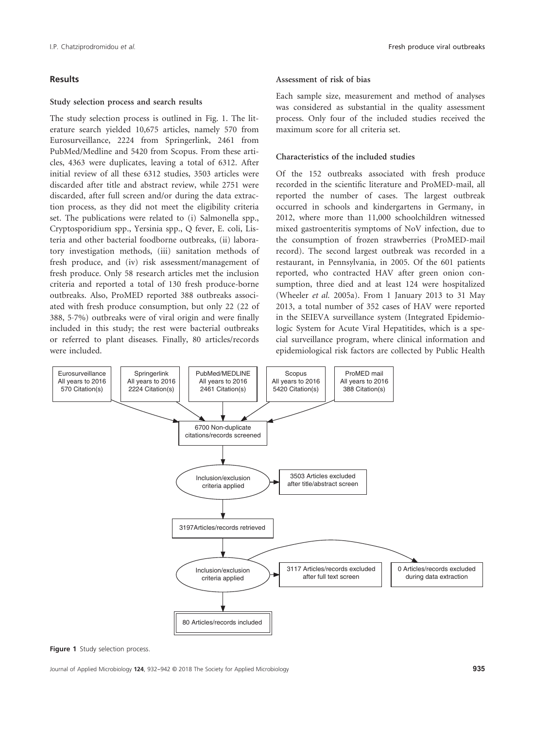## Results

### Study selection process and search results

The study selection process is outlined in Fig. 1. The literature search yielded 10,675 articles, namely 570 from Eurosurveillance, 2224 from Springerlink, 2461 from PubMed/Medline and 5420 from Scopus. From these articles, 4363 were duplicates, leaving a total of 6312. After initial review of all these 6312 studies, 3503 articles were discarded after title and abstract review, while 2751 were discarded, after full screen and/or during the data extraction process, as they did not meet the eligibility criteria set. The publications were related to (i) Salmonella spp., Cryptosporidium spp., Yersinia spp., Q fever, E. coli, Listeria and other bacterial foodborne outbreaks, (ii) laboratory investigation methods, (iii) sanitation methods of fresh produce, and (iv) risk assessment/management of fresh produce. Only 58 research articles met the inclusion criteria and reported a total of 130 fresh produce-borne outbreaks. Also, ProMED reported 388 outbreaks associated with fresh produce consumption, but only 22 (22 of 388, 5·7%) outbreaks were of viral origin and were finally included in this study; the rest were bacterial outbreaks or referred to plant diseases. Finally, 80 articles/records were included.

### Assessment of risk of bias

Each sample size, measurement and method of analyses was considered as substantial in the quality assessment process. Only four of the included studies received the maximum score for all criteria set.

### Characteristics of the included studies

Of the 152 outbreaks associated with fresh produce recorded in the scientific literature and ProMED-mail, all reported the number of cases. The largest outbreak occurred in schools and kindergartens in Germany, in 2012, where more than 11,000 schoolchildren witnessed mixed gastroenteritis symptoms of NoV infection, due to the consumption of frozen strawberries (ProMED-mail record). The second largest outbreak was recorded in a restaurant, in Pennsylvania, in 2005. Of the 601 patients reported, who contracted HAV after green onion consumption, three died and at least 124 were hospitalized (Wheeler *et al.* 2005a). From 1 January 2013 to 31 May 2013, a total number of 352 cases of HAV were reported in the SEIEVA surveillance system (Integrated Epidemiologic System for Acute Viral Hepatitides, which is a special surveillance program, where clinical information and epidemiological risk factors are collected by Public Health

Eurosurveillance All years to 2016 570 Citation(s) | Springerlink All years to 2016 2224 Citation(s) | PubMed/MEDLINE All years to 2016 2461 Citation(s) | Scopus All years to 2016 5420 Citation(s) | ProMED mail All years to 2016 388 Citation(s)

→ 6700 Non-duplicate citations/records screened

→ Inclusion/exclusion criteria applied → 3503 Articles excluded after title/abstract screen

→ 3197Articles/records retrieved

→ Inclusion/exclusion criteria applied → 3117 Articles/records excluded after full text screen; 0 Articles/records excluded during data extraction

→ 80 Articles/records included

**Figure 1** Study selection process.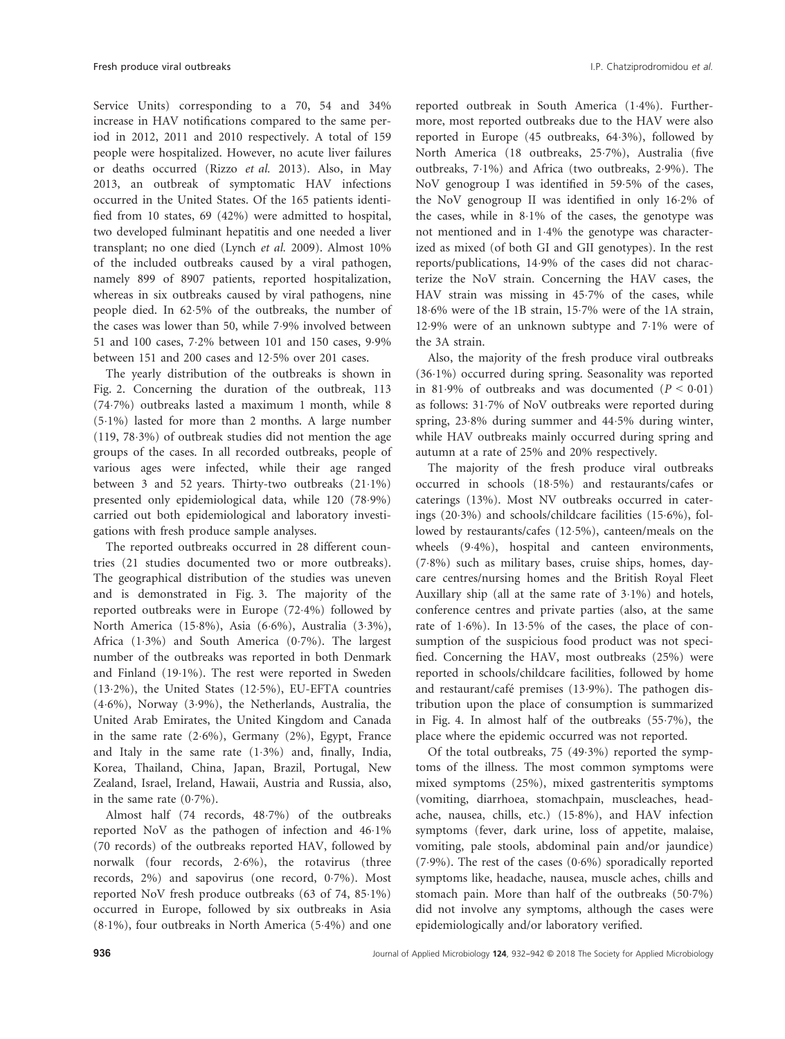Service Units) corresponding to a 70, 54 and 34% increase in HAV notifications compared to the same period in 2012, 2011 and 2010 respectively. A total of 159 people were hospitalized. However, no acute liver failures or deaths occurred (Rizzo *et al.* 2013). Also, in May 2013, an outbreak of symptomatic HAV infections occurred in the United States. Of the 165 patients identified from 10 states, 69 (42%) were admitted to hospital, two developed fulminant hepatitis and one needed a liver transplant; no one died (Lynch *et al.* 2009). Almost 10% of the included outbreaks caused by a viral pathogen, namely 899 of 8907 patients, reported hospitalization, whereas in six outbreaks caused by viral pathogens, nine people died. In 62·5% of the outbreaks, the number of the cases was lower than 50, while 7·9% involved between 51 and 100 cases, 7·2% between 101 and 150 cases, 9·9% between 151 and 200 cases and 12·5% over 201 cases.

The yearly distribution of the outbreaks is shown in Fig. 2. Concerning the duration of the outbreak, 113 (74·7%) outbreaks lasted a maximum 1 month, while 8 (5·1%) lasted for more than 2 months. A large number (119, 78·3%) of outbreak studies did not mention the age groups of the cases. In all recorded outbreaks, people of various ages were infected, while their age ranged between 3 and 52 years. Thirty-two outbreaks (21·1%) presented only epidemiological data, while 120 (78·9%) carried out both epidemiological and laboratory investigations with fresh produce sample analyses.

The reported outbreaks occurred in 28 different countries (21 studies documented two or more outbreaks). The geographical distribution of the studies was uneven and is demonstrated in Fig. 3. The majority of the reported outbreaks were in Europe (72·4%) followed by North America (15·8%), Asia (6·6%), Australia (3·3%), Africa (1·3%) and South America (0·7%). The largest number of the outbreaks was reported in both Denmark and Finland (19·1%). The rest were reported in Sweden (13·2%), the United States (12·5%), EU-EFTA countries (4·6%), Norway (3·9%), the Netherlands, Australia, the United Arab Emirates, the United Kingdom and Canada in the same rate (2·6%), Germany (2%), Egypt, France and Italy in the same rate (1·3%) and, finally, India, Korea, Thailand, China, Japan, Brazil, Portugal, New Zealand, Israel, Ireland, Hawaii, Austria and Russia, also, in the same rate (0·7%).

Almost half (74 records, 48·7%) of the outbreaks reported NoV as the pathogen of infection and 46·1% (70 records) of the outbreaks reported HAV, followed by norwalk (four records, 2·6%), the rotavirus (three records, 2%) and sapovirus (one record, 0·7%). Most reported NoV fresh produce outbreaks (63 of 74, 85·1%) occurred in Europe, followed by six outbreaks in Asia (8·1%), four outbreaks in North America (5·4%) and one reported outbreak in South America (1·4%). Furthermore, most reported outbreaks due to the HAV were also reported in Europe (45 outbreaks, 64·3%), followed by North America (18 outbreaks, 25·7%), Australia (five outbreaks, 7·1%) and Africa (two outbreaks, 2·9%). The NoV genogroup I was identified in 59·5% of the cases, the NoV genogroup II was identified in only 16·2% of the cases, while in 8·1% of the cases, the genotype was not mentioned and in 1·4% the genotype was characterized as mixed (of both GI and GII genotypes). In the rest reports/publications, 14·9% of the cases did not characterize the NoV strain. Concerning the HAV cases, the HAV strain was missing in 45·7% of the cases, while 18·6% were of the 1B strain, 15·7% were of the 1A strain, 12·9% were of an unknown subtype and 7·1% were of the 3A strain.

Also, the majority of the fresh produce viral outbreaks (36·1%) occurred during spring. Seasonality was reported in 81·9% of outbreaks and was documented ($P < 0{\cdot}01$) as follows: 31·7% of NoV outbreaks were reported during spring, 23·8% during summer and 44·5% during winter, while HAV outbreaks mainly occurred during spring and autumn at a rate of 25% and 20% respectively.

The majority of the fresh produce viral outbreaks occurred in schools (18·5%) and restaurants/cafes or caterings (13%). Most NV outbreaks occurred in caterings (20·3%) and schools/childcare facilities (15·6%), followed by restaurants/cafes (12·5%), canteen/meals on the wheels (9·4%), hospital and canteen environments, (7·8%) such as military bases, cruise ships, homes, daycare centres/nursing homes and the British Royal Fleet Auxillary ship (all at the same rate of 3·1%) and hotels, conference centres and private parties (also, at the same rate of 1·6%). In 13·5% of the cases, the place of consumption of the suspicious food product was not specified. Concerning the HAV, most outbreaks (25%) were reported in schools/childcare facilities, followed by home and restaurant/café premises (13·9%). The pathogen distribution upon the place of consumption is summarized in Fig. 4. In almost half of the outbreaks (55·7%), the place where the epidemic occurred was not reported.

Of the total outbreaks, 75 (49·3%) reported the symptoms of the illness. The most common symptoms were mixed symptoms (25%), mixed gastrenteritis symptoms (vomiting, diarrhoea, stomachpain, muscleaches, headache, nausea, chills, etc.) (15·8%), and HAV infection symptoms (fever, dark urine, loss of appetite, malaise, vomiting, pale stools, abdominal pain and/or jaundice) (7·9%). The rest of the cases (0·6%) sporadically reported symptoms like, headache, nausea, muscle aches, chills and stomach pain. More than half of the outbreaks (50·7%) did not involve any symptoms, although the cases were epidemiologically and/or laboratory verified.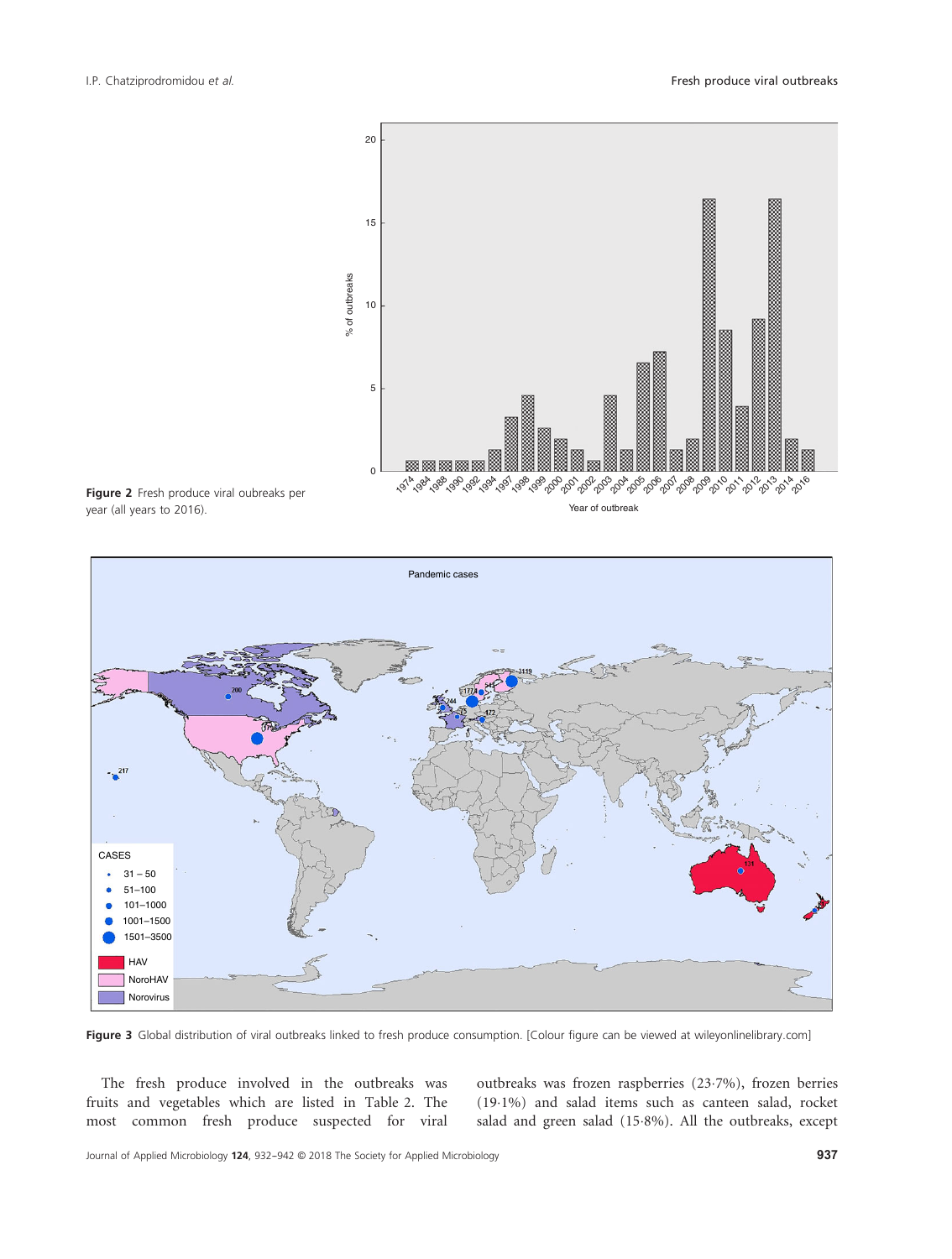Figure 2 Fresh produce viral oubreaks per year (all years to 2016).

Figure 3 Global distribution of viral outbreaks linked to fresh produce consumption. [Colour figure can be viewed at wileyonlinelibrary.com]

The fresh produce involved in the outbreaks was fruits and vegetables which are listed in Table 2. The most common fresh produce suspected for viral outbreaks was frozen raspberries (23·7%), frozen berries (19·1%) and salad items such as canteen salad, rocket salad and green salad (15·8%). All the outbreaks, except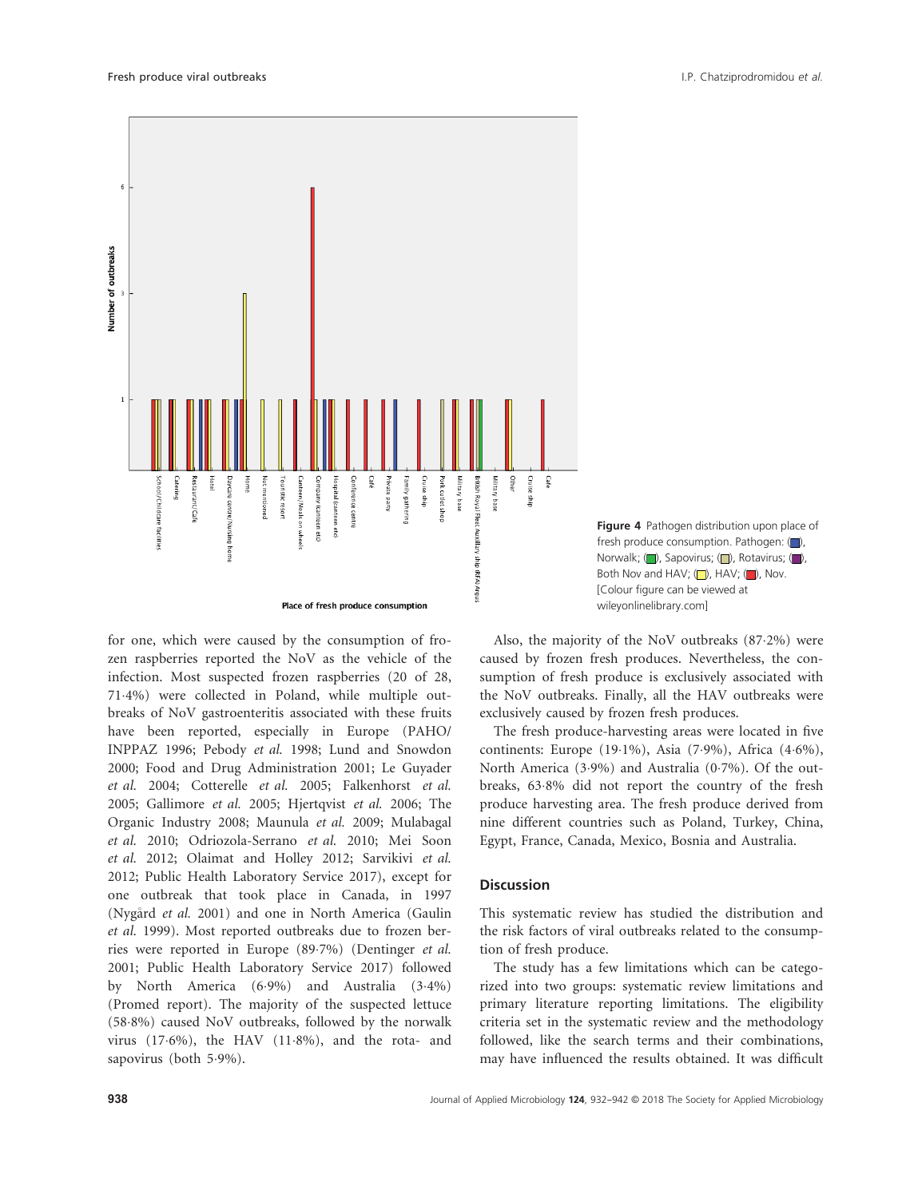**Figure 4** Pathogen distribution upon place of fresh produce consumption. Pathogen: (■), Norwalk; (■), Sapovirus; (■), Rotavirus; (■), Both Nov and HAV; (□), HAV; (■), Nov. [Colour figure can be viewed at wileyonlinelibrary.com]

for one, which were caused by the consumption of frozen raspberries reported the NoV as the vehicle of the infection. Most suspected frozen raspberries (20 of 28, 71·4%) were collected in Poland, while multiple outbreaks of NoV gastroenteritis associated with these fruits have been reported, especially in Europe (PAHO/INPPAZ 1996; Pebody *et al.* 1998; Lund and Snowdon 2000; Food and Drug Administration 2001; Le Guyader *et al.* 2004; Cotterelle *et al.* 2005; Falkenhorst *et al.* 2005; Gallimore *et al.* 2005; Hjertqvist *et al.* 2006; The Organic Industry 2008; Maunula *et al.* 2009; Mulabagal *et al.* 2010; Odriozola-Serrano *et al.* 2010; Mei Soon *et al.* 2012; Olaimat and Holley 2012; Sarvikivi *et al.* 2012; Public Health Laboratory Service 2017), except for one outbreak that took place in Canada, in 1997 (Nygård *et al.* 2001) and one in North America (Gaulin *et al.* 1999). Most reported outbreaks due to frozen berries were reported in Europe (89·7%) (Dentinger *et al.* 2001; Public Health Laboratory Service 2017) followed by North America (6·9%) and Australia (3·4%) (Promed report). The majority of the suspected lettuce (58·8%) caused NoV outbreaks, followed by the norwalk virus (17·6%), the HAV (11·8%), and the rota- and sapovirus (both 5·9%).

Also, the majority of the NoV outbreaks (87·2%) were caused by frozen fresh produces. Nevertheless, the consumption of fresh produce is exclusively associated with the NoV outbreaks. Finally, all the HAV outbreaks were exclusively caused by frozen fresh produces.

The fresh produce-harvesting areas were located in five continents: Europe (19·1%), Asia (7·9%), Africa (4·6%), North America (3·9%) and Australia (0·7%). Of the outbreaks, 63·8% did not report the country of the fresh produce harvesting area. The fresh produce derived from nine different countries such as Poland, Turkey, China, Egypt, France, Canada, Mexico, Bosnia and Australia.

## Discussion

This systematic review has studied the distribution and the risk factors of viral outbreaks related to the consumption of fresh produce.

The study has a few limitations which can be categorized into two groups: systematic review limitations and primary literature reporting limitations. The eligibility criteria set in the systematic review and the methodology followed, like the search terms and their combinations, may have influenced the results obtained. It was difficult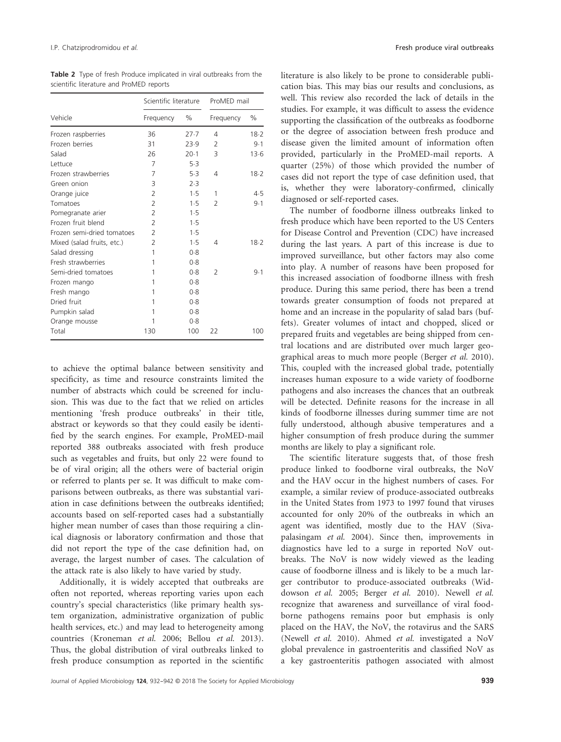**Table 2** Type of fresh Produce implicated in viral outbreaks from the scientific literature and ProMED reports

| Vehicle | Scientific literature | | ProMED mail | |
|---|---|---|---|---|
| | Frequency | % | Frequency | % |
| Frozen raspberries | 36 | 27·7 | 4 | 18·2 |
| Frozen berries | 31 | 23·9 | 2 | 9·1 |
| Salad | 26 | 20·1 | 3 | 13·6 |
| Lettuce | 7 | 5·3 | | |
| Frozen strawberries | 7 | 5·3 | 4 | 18·2 |
| Green onion | 3 | 2·3 | | |
| Orange juice | 2 | 1·5 | 1 | 4·5 |
| Tomatoes | 2 | 1·5 | 2 | 9·1 |
| Pomegranate arier | 2 | 1·5 | | |
| Frozen fruit blend | 2 | 1·5 | | |
| Frozen semi-dried tomatoes | 2 | 1·5 | | |
| Mixed (salad fruits, etc.) | 2 | 1·5 | 4 | 18·2 |
| Salad dressing | 1 | 0·8 | | |
| Fresh strawberries | 1 | 0·8 | | |
| Semi-dried tomatoes | 1 | 0·8 | 2 | 9·1 |
| Frozen mango | 1 | 0·8 | | |
| Fresh mango | 1 | 0·8 | | |
| Dried fruit | 1 | 0·8 | | |
| Pumpkin salad | 1 | 0·8 | | |
| Orange mousse | 1 | 0·8 | | |
| Total | 130 | 100 | 22 | 100 |

to achieve the optimal balance between sensitivity and specificity, as time and resource constraints limited the number of abstracts which could be screened for inclusion. This was due to the fact that we relied on articles mentioning 'fresh produce outbreaks' in their title, abstract or keywords so that they could easily be identified by the search engines. For example, ProMED-mail reported 388 outbreaks associated with fresh produce such as vegetables and fruits, but only 22 were found to be of viral origin; all the others were of bacterial origin or referred to plants per se. It was difficult to make comparisons between outbreaks, as there was substantial variation in case definitions between the outbreaks identified; accounts based on self-reported cases had a substantially higher mean number of cases than those requiring a clinical diagnosis or laboratory confirmation and those that did not report the type of the case definition had, on average, the largest number of cases. The calculation of the attack rate is also likely to have varied by study.

Additionally, it is widely accepted that outbreaks are often not reported, whereas reporting varies upon each country's special characteristics (like primary health system organization, administrative organization of public health services, etc.) and may lead to heterogeneity among countries (Kroneman *et al.* 2006; Bellou *et al.* 2013). Thus, the global distribution of viral outbreaks linked to fresh produce consumption as reported in the scientific literature is also likely to be prone to considerable publication bias. This may bias our results and conclusions, as well. This review also recorded the lack of details in the studies. For example, it was difficult to assess the evidence supporting the classification of the outbreaks as foodborne or the degree of association between fresh produce and disease given the limited amount of information often provided, particularly in the ProMED-mail reports. A quarter (25%) of those which provided the number of cases did not report the type of case definition used, that is, whether they were laboratory-confirmed, clinically diagnosed or self-reported cases.

The number of foodborne illness outbreaks linked to fresh produce which have been reported to the US Centers for Disease Control and Prevention (CDC) have increased during the last years. A part of this increase is due to improved surveillance, but other factors may also come into play. A number of reasons have been proposed for this increased association of foodborne illness with fresh produce. During this same period, there has been a trend towards greater consumption of foods not prepared at home and an increase in the popularity of salad bars (buffets). Greater volumes of intact and chopped, sliced or prepared fruits and vegetables are being shipped from central locations and are distributed over much larger geographical areas to much more people (Berger *et al.* 2010). This, coupled with the increased global trade, potentially increases human exposure to a wide variety of foodborne pathogens and also increases the chances that an outbreak will be detected. Definite reasons for the increase in all kinds of foodborne illnesses during summer time are not fully understood, although abusive temperatures and a higher consumption of fresh produce during the summer months are likely to play a significant role.

The scientific literature suggests that, of those fresh produce linked to foodborne viral outbreaks, the NoV and the HAV occur in the highest numbers of cases. For example, a similar review of produce-associated outbreaks in the United States from 1973 to 1997 found that viruses accounted for only 20% of the outbreaks in which an agent was identified, mostly due to the HAV (Sivapalasingam *et al.* 2004). Since then, improvements in diagnostics have led to a surge in reported NoV outbreaks. The NoV is now widely viewed as the leading cause of foodborne illness and is likely to be a much larger contributor to produce-associated outbreaks (Widdowson *et al.* 2005; Berger *et al.* 2010). Newell *et al.* recognize that awareness and surveillance of viral foodborne pathogens remains poor but emphasis is only placed on the HAV, the NoV, the rotavirus and the SARS (Newell *et al.* 2010). Ahmed *et al.* investigated a NoV global prevalence in gastroenteritis and classified NoV as a key gastroenteritis pathogen associated with almost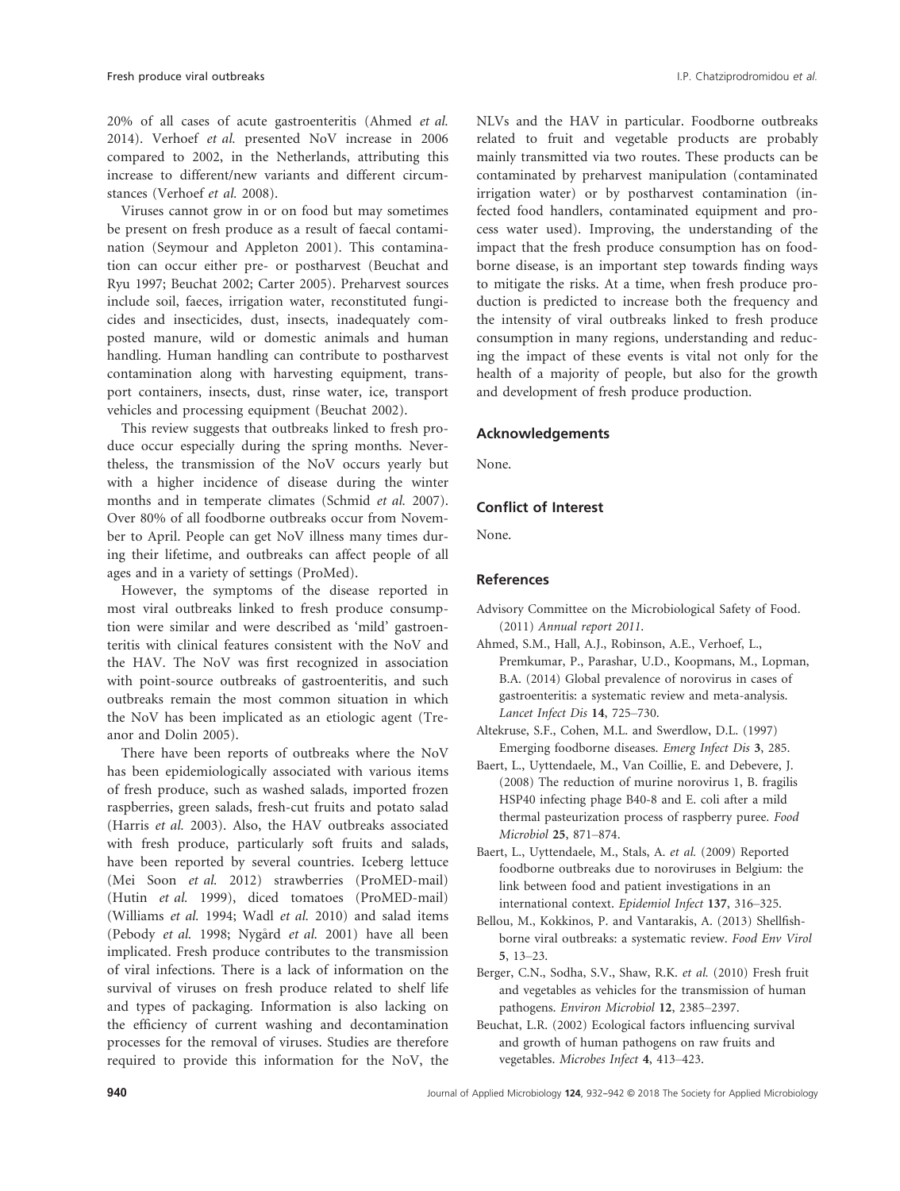20% of all cases of acute gastroenteritis (Ahmed *et al.* 2014). Verhoef *et al.* presented NoV increase in 2006 compared to 2002, in the Netherlands, attributing this increase to different/new variants and different circumstances (Verhoef *et al.* 2008).

Viruses cannot grow in or on food but may sometimes be present on fresh produce as a result of faecal contamination (Seymour and Appleton 2001). This contamination can occur either pre- or postharvest (Beuchat and Ryu 1997; Beuchat 2002; Carter 2005). Preharvest sources include soil, faeces, irrigation water, reconstituted fungicides and insecticides, dust, insects, inadequately composted manure, wild or domestic animals and human handling. Human handling can contribute to postharvest contamination along with harvesting equipment, transport containers, insects, dust, rinse water, ice, transport vehicles and processing equipment (Beuchat 2002).

This review suggests that outbreaks linked to fresh produce occur especially during the spring months. Nevertheless, the transmission of the NoV occurs yearly but with a higher incidence of disease during the winter months and in temperate climates (Schmid *et al.* 2007). Over 80% of all foodborne outbreaks occur from November to April. People can get NoV illness many times during their lifetime, and outbreaks can affect people of all ages and in a variety of settings (ProMed).

However, the symptoms of the disease reported in most viral outbreaks linked to fresh produce consumption were similar and were described as 'mild' gastroenteritis with clinical features consistent with the NoV and the HAV. The NoV was first recognized in association with point-source outbreaks of gastroenteritis, and such outbreaks remain the most common situation in which the NoV has been implicated as an etiologic agent (Treanor and Dolin 2005).

There have been reports of outbreaks where the NoV has been epidemiologically associated with various items of fresh produce, such as washed salads, imported frozen raspberries, green salads, fresh-cut fruits and potato salad (Harris *et al.* 2003). Also, the HAV outbreaks associated with fresh produce, particularly soft fruits and salads, have been reported by several countries. Iceberg lettuce (Mei Soon *et al.* 2012) strawberries (ProMED-mail) (Hutin *et al.* 1999), diced tomatoes (ProMED-mail) (Williams *et al.* 1994; Wadl *et al.* 2010) and salad items (Pebody *et al.* 1998; Nygård *et al.* 2001) have all been implicated. Fresh produce contributes to the transmission of viral infections. There is a lack of information on the survival of viruses on fresh produce related to shelf life and types of packaging. Information is also lacking on the efficiency of current washing and decontamination processes for the removal of viruses. Studies are therefore required to provide this information for the NoV, the NLVs and the HAV in particular. Foodborne outbreaks related to fruit and vegetable products are probably mainly transmitted via two routes. These products can be contaminated by preharvest manipulation (contaminated irrigation water) or by postharvest contamination (infected food handlers, contaminated equipment and process water used). Improving, the understanding of the impact that the fresh produce consumption has on foodborne disease, is an important step towards finding ways to mitigate the risks. At a time, when fresh produce production is predicted to increase both the frequency and the intensity of viral outbreaks linked to fresh produce consumption in many regions, understanding and reducing the impact of these events is vital not only for the health of a majority of people, but also for the growth and development of fresh produce production.

## Acknowledgements

None.

## Conflict of Interest

None.

## References

Advisory Committee on the Microbiological Safety of Food. (2011) *Annual report 2011*.

Ahmed, S.M., Hall, A.J., Robinson, A.E., Verhoef, L., Premkumar, P., Parashar, U.D., Koopmans, M., Lopman, B.A. (2014) Global prevalence of norovirus in cases of gastroenteritis: a systematic review and meta-analysis. *Lancet Infect Dis* **14**, 725–730.

Altekruse, S.F., Cohen, M.L. and Swerdlow, D.L. (1997) Emerging foodborne diseases. *Emerg Infect Dis* **3**, 285.

Baert, L., Uyttendaele, M., Van Coillie, E. and Debevere, J. (2008) The reduction of murine norovirus 1, B. fragilis HSP40 infecting phage B40-8 and E. coli after a mild thermal pasteurization process of raspberry puree. *Food Microbiol* **25**, 871–874.

Baert, L., Uyttendaele, M., Stals, A. *et al.* (2009) Reported foodborne outbreaks due to noroviruses in Belgium: the link between food and patient investigations in an international context. *Epidemiol Infect* **137**, 316–325.

Bellou, M., Kokkinos, P. and Vantarakis, A. (2013) Shellfish-borne viral outbreaks: a systematic review. *Food Env Virol* **5**, 13–23.

Berger, C.N., Sodha, S.V., Shaw, R.K. *et al.* (2010) Fresh fruit and vegetables as vehicles for the transmission of human pathogens. *Environ Microbiol* **12**, 2385–2397.

Beuchat, L.R. (2002) Ecological factors influencing survival and growth of human pathogens on raw fruits and vegetables. *Microbes Infect* **4**, 413–423.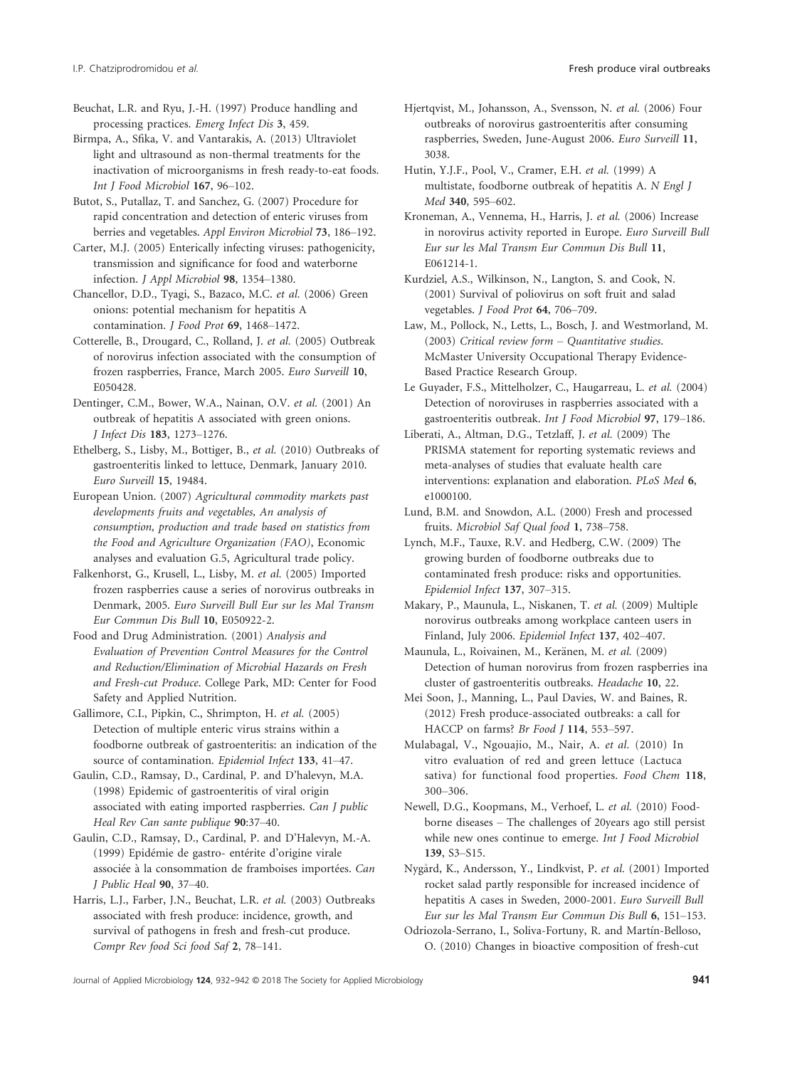Beuchat, L.R. and Ryu, J.-H. (1997) Produce handling and processing practices. *Emerg Infect Dis* **3**, 459.

Birmpa, A., Sfika, V. and Vantarakis, A. (2013) Ultraviolet light and ultrasound as non-thermal treatments for the inactivation of microorganisms in fresh ready-to-eat foods. *Int J Food Microbiol* **167**, 96–102.

Butot, S., Putallaz, T. and Sanchez, G. (2007) Procedure for rapid concentration and detection of enteric viruses from berries and vegetables. *Appl Environ Microbiol* **73**, 186–192.

Carter, M.J. (2005) Enterically infecting viruses: pathogenicity, transmission and significance for food and waterborne infection. *J Appl Microbiol* **98**, 1354–1380.

Chancellor, D.D., Tyagi, S., Bazaco, M.C. *et al.* (2006) Green onions: potential mechanism for hepatitis A contamination. *J Food Prot* **69**, 1468–1472.

Cotterelle, B., Drougard, C., Rolland, J. *et al.* (2005) Outbreak of norovirus infection associated with the consumption of frozen raspberries, France, March 2005. *Euro Surveill* **10**, E050428.

Dentinger, C.M., Bower, W.A., Nainan, O.V. *et al.* (2001) An outbreak of hepatitis A associated with green onions. *J Infect Dis* **183**, 1273–1276.

Ethelberg, S., Lisby, M., Bottiger, B., *et al.* (2010) Outbreaks of gastroenteritis linked to lettuce, Denmark, January 2010. *Euro Surveill* **15**, 19484.

European Union. (2007) *Agricultural commodity markets past developments fruits and vegetables, An analysis of consumption, production and trade based on statistics from the Food and Agriculture Organization (FAO)*, Economic analyses and evaluation G.5, Agricultural trade policy.

Falkenhorst, G., Krusell, L., Lisby, M. *et al.* (2005) Imported frozen raspberries cause a series of norovirus outbreaks in Denmark, 2005. *Euro Surveill Bull Eur sur les Mal Transm Eur Commun Dis Bull* **10**, E050922-2.

Food and Drug Administration. (2001) *Analysis and Evaluation of Prevention Control Measures for the Control and Reduction/Elimination of Microbial Hazards on Fresh and Fresh-cut Produce*. College Park, MD: Center for Food Safety and Applied Nutrition.

Gallimore, C.I., Pipkin, C., Shrimpton, H. *et al.* (2005) Detection of multiple enteric virus strains within a foodborne outbreak of gastroenteritis: an indication of the source of contamination. *Epidemiol Infect* **133**, 41–47.

Gaulin, C.D., Ramsay, D., Cardinal, P. and D'halevyn, M.A. (1998) Epidemic of gastroenteritis of viral origin associated with eating imported raspberries. *Can J public Heal Rev Can sante publique* **90**:37–40.

Gaulin, C.D., Ramsay, D., Cardinal, P. and D'Halevyn, M.-A. (1999) Epidémie de gastro- entérite d'origine virale associée à la consommation de framboises importées. *Can J Public Heal* **90**, 37–40.

Harris, L.J., Farber, J.N., Beuchat, L.R. *et al.* (2003) Outbreaks associated with fresh produce: incidence, growth, and survival of pathogens in fresh and fresh-cut produce. *Compr Rev food Sci food Saf* **2**, 78–141.

Hjertqvist, M., Johansson, A., Svensson, N. *et al.* (2006) Four outbreaks of norovirus gastroenteritis after consuming raspberries, Sweden, June-August 2006. *Euro Surveill* **11**, 3038.

Hutin, Y.J.F., Pool, V., Cramer, E.H. *et al.* (1999) A multistate, foodborne outbreak of hepatitis A. *N Engl J Med* **340**, 595–602.

Kroneman, A., Vennema, H., Harris, J. *et al.* (2006) Increase in norovirus activity reported in Europe. *Euro Surveill Bull Eur sur les Mal Transm Eur Commun Dis Bull* **11**, E061214-1.

Kurdziel, A.S., Wilkinson, N., Langton, S. and Cook, N. (2001) Survival of poliovirus on soft fruit and salad vegetables. *J Food Prot* **64**, 706–709.

Law, M., Pollock, N., Letts, L., Bosch, J. and Westmorland, M. (2003) *Critical review form – Quantitative studies*. McMaster University Occupational Therapy Evidence-Based Practice Research Group.

Le Guyader, F.S., Mittelholzer, C., Haugarreau, L. *et al.* (2004) Detection of noroviruses in raspberries associated with a gastroenteritis outbreak. *Int J Food Microbiol* **97**, 179–186.

Liberati, A., Altman, D.G., Tetzlaff, J. *et al.* (2009) The PRISMA statement for reporting systematic reviews and meta-analyses of studies that evaluate health care interventions: explanation and elaboration. *PLoS Med* **6**, e1000100.

Lund, B.M. and Snowdon, A.L. (2000) Fresh and processed fruits. *Microbiol Saf Qual food* **1**, 738–758.

Lynch, M.F., Tauxe, R.V. and Hedberg, C.W. (2009) The growing burden of foodborne outbreaks due to contaminated fresh produce: risks and opportunities. *Epidemiol Infect* **137**, 307–315.

Makary, P., Maunula, L., Niskanen, T. *et al.* (2009) Multiple norovirus outbreaks among workplace canteen users in Finland, July 2006. *Epidemiol Infect* **137**, 402–407.

Maunula, L., Roivainen, M., Keränen, M. *et al.* (2009) Detection of human norovirus from frozen raspberries ina cluster of gastroenteritis outbreaks. *Headache* **10**, 22.

Mei Soon, J., Manning, L., Paul Davies, W. and Baines, R. (2012) Fresh produce-associated outbreaks: a call for HACCP on farms? *Br Food J* **114**, 553–597.

Mulabagal, V., Ngouajio, M., Nair, A. *et al.* (2010) In vitro evaluation of red and green lettuce (Lactuca sativa) for functional food properties. *Food Chem* **118**, 300–306.

Newell, D.G., Koopmans, M., Verhoef, L. *et al.* (2010) Food-borne diseases – The challenges of 20years ago still persist while new ones continue to emerge. *Int J Food Microbiol* **139**, S3–S15.

Nygård, K., Andersson, Y., Lindkvist, P. *et al.* (2001) Imported rocket salad partly responsible for increased incidence of hepatitis A cases in Sweden, 2000-2001. *Euro Surveill Bull Eur sur les Mal Transm Eur Commun Dis Bull* **6**, 151–153.

Odriozola-Serrano, I., Soliva-Fortuny, R. and Martín-Belloso, O. (2010) Changes in bioactive composition of fresh-cut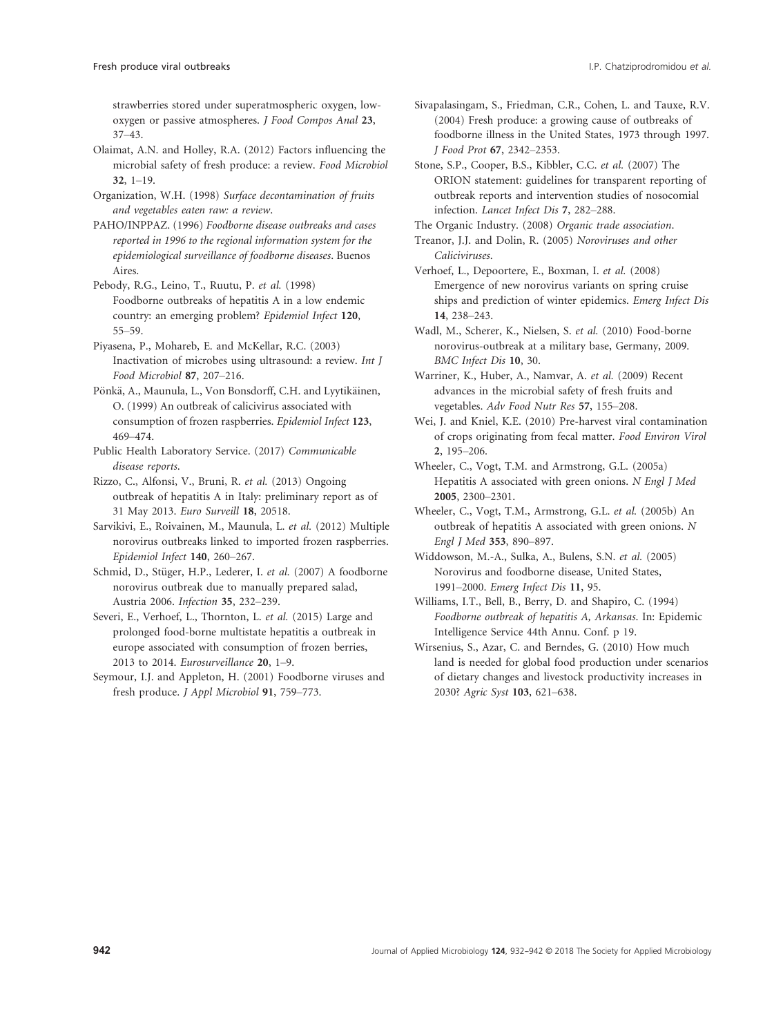strawberries stored under superatmospheric oxygen, low-oxygen or passive atmospheres. *J Food Compos Anal* **23**, 37–43.

Olaimat, A.N. and Holley, R.A. (2012) Factors influencing the microbial safety of fresh produce: a review. *Food Microbiol* **32**, 1–19.

Organization, W.H. (1998) *Surface decontamination of fruits and vegetables eaten raw: a review*.

PAHO/INPPAZ. (1996) *Foodborne disease outbreaks and cases reported in 1996 to the regional information system for the epidemiological surveillance of foodborne diseases*. Buenos Aires.

Pebody, R.G., Leino, T., Ruutu, P. *et al.* (1998) Foodborne outbreaks of hepatitis A in a low endemic country: an emerging problem? *Epidemiol Infect* **120**, 55–59.

Piyasena, P., Mohareb, E. and McKellar, R.C. (2003) Inactivation of microbes using ultrasound: a review. *Int J Food Microbiol* **87**, 207–216.

Pönkä, A., Maunula, L., Von Bonsdorff, C.H. and Lyytikäinen, O. (1999) An outbreak of calicivirus associated with consumption of frozen raspberries. *Epidemiol Infect* **123**, 469–474.

Public Health Laboratory Service. (2017) *Communicable disease reports*.

Rizzo, C., Alfonsi, V., Bruni, R. *et al.* (2013) Ongoing outbreak of hepatitis A in Italy: preliminary report as of 31 May 2013. *Euro Surveill* **18**, 20518.

Sarvikivi, E., Roivainen, M., Maunula, L. *et al.* (2012) Multiple norovirus outbreaks linked to imported frozen raspberries. *Epidemiol Infect* **140**, 260–267.

Schmid, D., Stüger, H.P., Lederer, I. *et al.* (2007) A foodborne norovirus outbreak due to manually prepared salad, Austria 2006. *Infection* **35**, 232–239.

Severi, E., Verhoef, L., Thornton, L. *et al.* (2015) Large and prolonged food-borne multistate hepatitis a outbreak in europe associated with consumption of frozen berries, 2013 to 2014. *Eurosurveillance* **20**, 1–9.

Seymour, I.J. and Appleton, H. (2001) Foodborne viruses and fresh produce. *J Appl Microbiol* **91**, 759–773.

Sivapalasingam, S., Friedman, C.R., Cohen, L. and Tauxe, R.V. (2004) Fresh produce: a growing cause of outbreaks of foodborne illness in the United States, 1973 through 1997. *J Food Prot* **67**, 2342–2353.

Stone, S.P., Cooper, B.S., Kibbler, C.C. *et al.* (2007) The ORION statement: guidelines for transparent reporting of outbreak reports and intervention studies of nosocomial infection. *Lancet Infect Dis* **7**, 282–288.

The Organic Industry. (2008) *Organic trade association*.

Treanor, J.J. and Dolin, R. (2005) *Noroviruses and other Caliciviruses*.

Verhoef, L., Depoortere, E., Boxman, I. *et al.* (2008) Emergence of new norovirus variants on spring cruise ships and prediction of winter epidemics. *Emerg Infect Dis* **14**, 238–243.

Wadl, M., Scherer, K., Nielsen, S. *et al.* (2010) Food-borne norovirus-outbreak at a military base, Germany, 2009. *BMC Infect Dis* **10**, 30.

Warriner, K., Huber, A., Namvar, A. *et al.* (2009) Recent advances in the microbial safety of fresh fruits and vegetables. *Adv Food Nutr Res* **57**, 155–208.

Wei, J. and Kniel, K.E. (2010) Pre-harvest viral contamination of crops originating from fecal matter. *Food Environ Virol* **2**, 195–206.

Wheeler, C., Vogt, T.M. and Armstrong, G.L. (2005a) Hepatitis A associated with green onions. *N Engl J Med* **2005**, 2300–2301.

Wheeler, C., Vogt, T.M., Armstrong, G.L. *et al.* (2005b) An outbreak of hepatitis A associated with green onions. *N Engl J Med* **353**, 890–897.

Widdowson, M.-A., Sulka, A., Bulens, S.N. *et al.* (2005) Norovirus and foodborne disease, United States, 1991–2000. *Emerg Infect Dis* **11**, 95.

Williams, I.T., Bell, B., Berry, D. and Shapiro, C. (1994) *Foodborne outbreak of hepatitis A, Arkansas*. In: Epidemic Intelligence Service 44th Annu. Conf. p 19.

Wirsenius, S., Azar, C. and Berndes, G. (2010) How much land is needed for global food production under scenarios of dietary changes and livestock productivity increases in 2030? *Agric Syst* **103**, 621–638.